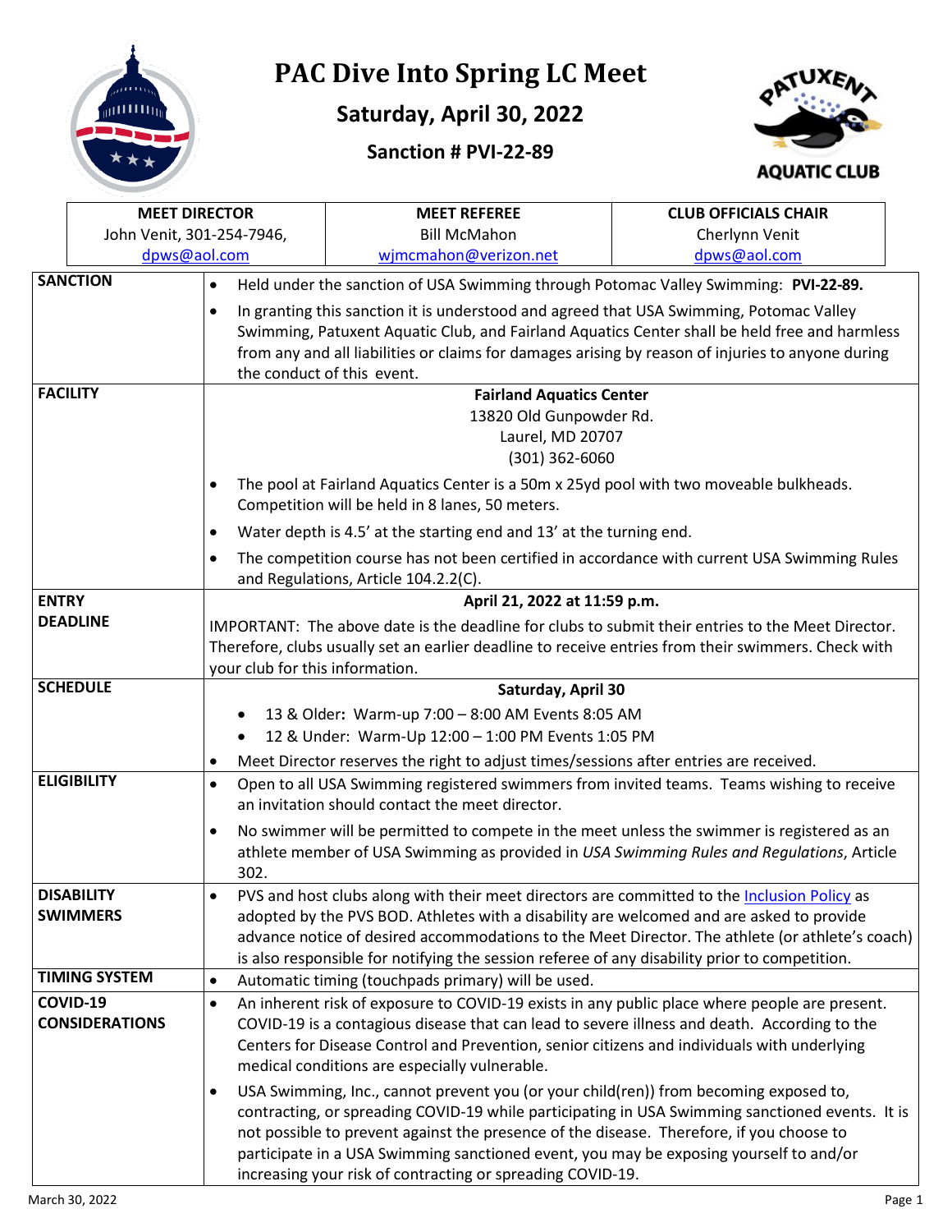# PAC Dive Into Spring LC Meet

## Saturday, April 30, 2022

### Sanction # PVI-22-89

| MEET DIRECTOR | MEET REFEREE | CLUB OFFICIALS CHAIR |
|---|---|---|
| John Venit, 301-254-7946, dpws@aol.com | Bill McMahon wjmcmahon@verizon.net | Cherlynn Venit dpws@aol.com |

| | |
|---|---|
| **SANCTION** | • Held under the sanction of USA Swimming through Potomac Valley Swimming: **PVI-22-89.** <br> • In granting this sanction it is understood and agreed that USA Swimming, Potomac Valley Swimming, Patuxent Aquatic Club, and Fairland Aquatics Center shall be held free and harmless from any and all liabilities or claims for damages arising by reason of injuries to anyone during the conduct of this event. |
| **FACILITY** | **Fairland Aquatics Center** <br> 13820 Old Gunpowder Rd. <br> Laurel, MD 20707 <br> (301) 362-6060 <br> • The pool at Fairland Aquatics Center is a 50m x 25yd pool with two moveable bulkheads. Competition will be held in 8 lanes, 50 meters. <br> • Water depth is 4.5' at the starting end and 13' at the turning end. <br> • The competition course has not been certified in accordance with current USA Swimming Rules and Regulations, Article 104.2.2(C). |
| **ENTRY DEADLINE** | **April 21, 2022 at 11:59 p.m.** <br> IMPORTANT: The above date is the deadline for clubs to submit their entries to the Meet Director. Therefore, clubs usually set an earlier deadline to receive entries from their swimmers. Check with your club for this information. |
| **SCHEDULE** | **Saturday, April 30** <br> • 13 & Older**:** Warm-up 7:00 – 8:00 AM Events 8:05 AM <br> • 12 & Under: Warm-Up 12:00 – 1:00 PM Events 1:05 PM <br> • Meet Director reserves the right to adjust times/sessions after entries are received. |
| **ELIGIBILITY** | • Open to all USA Swimming registered swimmers from invited teams. Teams wishing to receive an invitation should contact the meet director. <br> • No swimmer will be permitted to compete in the meet unless the swimmer is registered as an athlete member of USA Swimming as provided in *USA Swimming Rules and Regulations*, Article 302. |
| **DISABILITY SWIMMERS** | • PVS and host clubs along with their meet directors are committed to the Inclusion Policy as adopted by the PVS BOD. Athletes with a disability are welcomed and are asked to provide advance notice of desired accommodations to the Meet Director. The athlete (or athlete's coach) is also responsible for notifying the session referee of any disability prior to competition. |
| **TIMING SYSTEM** | • Automatic timing (touchpads primary) will be used. |
| **COVID-19 CONSIDERATIONS** | • An inherent risk of exposure to COVID-19 exists in any public place where people are present. COVID-19 is a contagious disease that can lead to severe illness and death. According to the Centers for Disease Control and Prevention, senior citizens and individuals with underlying medical conditions are especially vulnerable. <br> • USA Swimming, Inc., cannot prevent you (or your child(ren)) from becoming exposed to, contracting, or spreading COVID-19 while participating in USA Swimming sanctioned events. It is not possible to prevent against the presence of the disease. Therefore, if you choose to participate in a USA Swimming sanctioned event, you may be exposing yourself to and/or increasing your risk of contracting or spreading COVID-19. |

March 30, 2022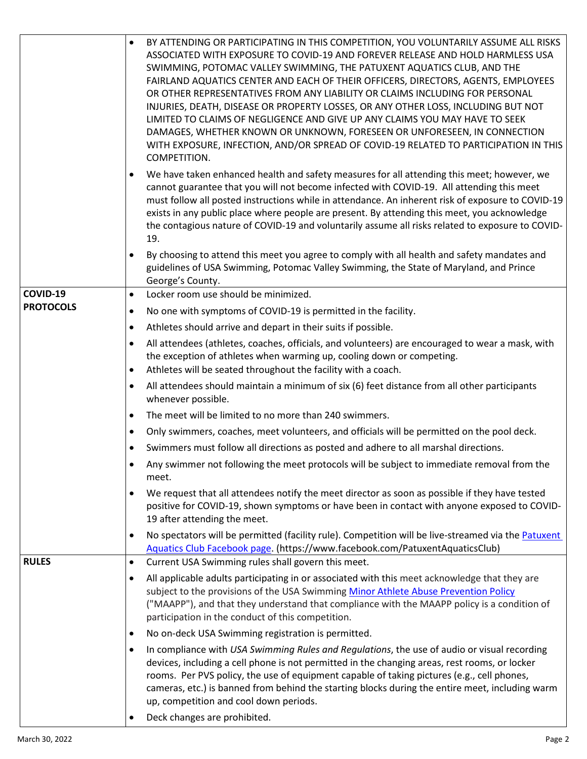| | |
|---|---|
| | • BY ATTENDING OR PARTICIPATING IN THIS COMPETITION, YOU VOLUNTARILY ASSUME ALL RISKS ASSOCIATED WITH EXPOSURE TO COVID-19 AND FOREVER RELEASE AND HOLD HARMLESS USA SWIMMING, POTOMAC VALLEY SWIMMING, THE PATUXENT AQUATICS CLUB, AND THE FAIRLAND AQUATICS CENTER AND EACH OF THEIR OFFICERS, DIRECTORS, AGENTS, EMPLOYEES OR OTHER REPRESENTATIVES FROM ANY LIABILITY OR CLAIMS INCLUDING FOR PERSONAL INJURIES, DEATH, DISEASE OR PROPERTY LOSSES, OR ANY OTHER LOSS, INCLUDING BUT NOT LIMITED TO CLAIMS OF NEGLIGENCE AND GIVE UP ANY CLAIMS YOU MAY HAVE TO SEEK DAMAGES, WHETHER KNOWN OR UNKNOWN, FORESEEN OR UNFORESEEN, IN CONNECTION WITH EXPOSURE, INFECTION, AND/OR SPREAD OF COVID-19 RELATED TO PARTICIPATION IN THIS COMPETITION.<br>• We have taken enhanced health and safety measures for all attending this meet; however, we cannot guarantee that you will not become infected with COVID-19. All attending this meet must follow all posted instructions while in attendance. An inherent risk of exposure to COVID-19 exists in any public place where people are present. By attending this meet, you acknowledge the contagious nature of COVID-19 and voluntarily assume all risks related to exposure to COVID-19.<br>• By choosing to attend this meet you agree to comply with all health and safety mandates and guidelines of USA Swimming, Potomac Valley Swimming, the State of Maryland, and Prince George's County. |
| **COVID-19 PROTOCOLS** | • Locker room use should be minimized.<br>• No one with symptoms of COVID-19 is permitted in the facility.<br>• Athletes should arrive and depart in their suits if possible.<br>• All attendees (athletes, coaches, officials, and volunteers) are encouraged to wear a mask, with the exception of athletes when warming up, cooling down or competing.<br>• Athletes will be seated throughout the facility with a coach.<br>• All attendees should maintain a minimum of six (6) feet distance from all other participants whenever possible.<br>• The meet will be limited to no more than 240 swimmers.<br>• Only swimmers, coaches, meet volunteers, and officials will be permitted on the pool deck.<br>• Swimmers must follow all directions as posted and adhere to all marshal directions.<br>• Any swimmer not following the meet protocols will be subject to immediate removal from the meet.<br>• We request that all attendees notify the meet director as soon as possible if they have tested positive for COVID-19, shown symptoms or have been in contact with anyone exposed to COVID-19 after attending the meet.<br>• No spectators will be permitted (facility rule). Competition will be live-streamed via the Patuxent Aquatics Club Facebook page. (https://www.facebook.com/PatuxentAquaticsClub) |
| **RULES** | • Current USA Swimming rules shall govern this meet.<br>• All applicable adults participating in or associated with this meet acknowledge that they are subject to the provisions of the USA Swimming Minor Athlete Abuse Prevention Policy ("MAAPP"), and that they understand that compliance with the MAAPP policy is a condition of participation in the conduct of this competition.<br>• No on-deck USA Swimming registration is permitted.<br>• In compliance with *USA Swimming Rules and Regulations*, the use of audio or visual recording devices, including a cell phone is not permitted in the changing areas, rest rooms, or locker rooms. Per PVS policy, the use of equipment capable of taking pictures (e.g., cell phones, cameras, etc.) is banned from behind the starting blocks during the entire meet, including warm up, competition and cool down periods.<br>• Deck changes are prohibited. |

March 30, 2022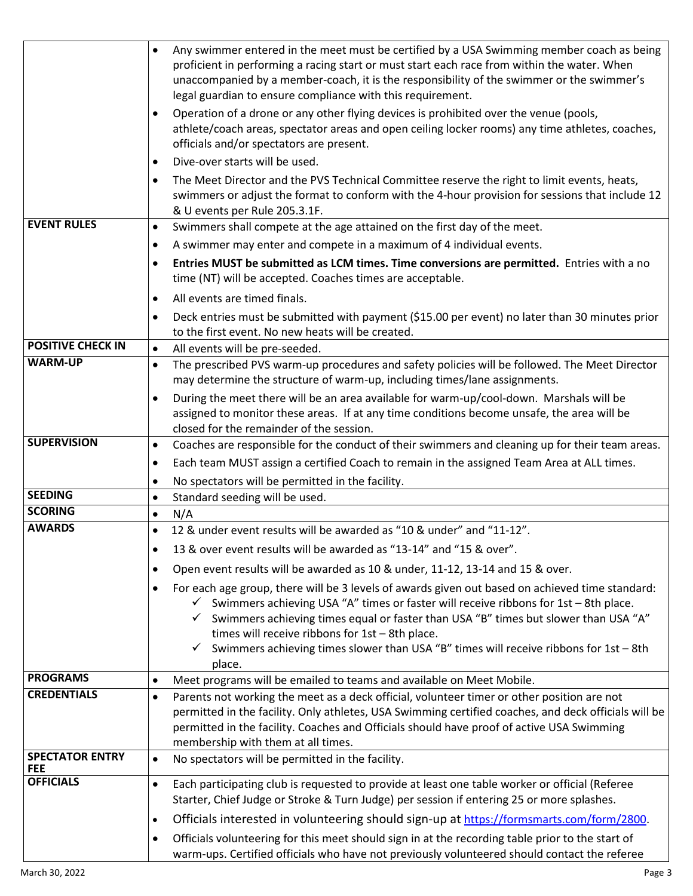| | |
|---|---|
| | • Any swimmer entered in the meet must be certified by a USA Swimming member coach as being proficient in performing a racing start or must start each race from within the water. When unaccompanied by a member-coach, it is the responsibility of the swimmer or the swimmer's legal guardian to ensure compliance with this requirement.<br>• Operation of a drone or any other flying devices is prohibited over the venue (pools, athlete/coach areas, spectator areas and open ceiling locker rooms) any time athletes, coaches, officials and/or spectators are present.<br>• Dive-over starts will be used.<br>• The Meet Director and the PVS Technical Committee reserve the right to limit events, heats, swimmers or adjust the format to conform with the 4-hour provision for sessions that include 12 & U events per Rule 205.3.1F. |
| **EVENT RULES** | • Swimmers shall compete at the age attained on the first day of the meet.<br>• A swimmer may enter and compete in a maximum of 4 individual events.<br>• **Entries MUST be submitted as LCM times. Time conversions are permitted.** Entries with a no time (NT) will be accepted. Coaches times are acceptable.<br>• All events are timed finals.<br>• Deck entries must be submitted with payment ($15.00 per event) no later than 30 minutes prior to the first event. No new heats will be created. |
| **POSITIVE CHECK IN** | • All events will be pre-seeded. |
| **WARM-UP** | • The prescribed PVS warm-up procedures and safety policies will be followed. The Meet Director may determine the structure of warm-up, including times/lane assignments.<br>• During the meet there will be an area available for warm-up/cool-down. Marshals will be assigned to monitor these areas. If at any time conditions become unsafe, the area will be closed for the remainder of the session. |
| **SUPERVISION** | • Coaches are responsible for the conduct of their swimmers and cleaning up for their team areas.<br>• Each team MUST assign a certified Coach to remain in the assigned Team Area at ALL times.<br>• No spectators will be permitted in the facility. |
| **SEEDING** | • Standard seeding will be used. |
| **SCORING** | • N/A |
| **AWARDS** | • 12 & under event results will be awarded as "10 & under" and "11-12".<br>• 13 & over event results will be awarded as "13-14" and "15 & over".<br>• Open event results will be awarded as 10 & under, 11-12, 13-14 and 15 & over.<br>• For each age group, there will be 3 levels of awards given out based on achieved time standard:<br>✓ Swimmers achieving USA "A" times or faster will receive ribbons for 1st – 8th place.<br>✓ Swimmers achieving times equal or faster than USA "B" times but slower than USA "A" times will receive ribbons for 1st – 8th place.<br>✓ Swimmers achieving times slower than USA "B" times will receive ribbons for 1st – 8th place. |
| **PROGRAMS** | • Meet programs will be emailed to teams and available on Meet Mobile. |
| **CREDENTIALS** | • Parents not working the meet as a deck official, volunteer timer or other position are not permitted in the facility. Only athletes, USA Swimming certified coaches, and deck officials will be permitted in the facility. Coaches and Officials should have proof of active USA Swimming membership with them at all times. |
| **SPECTATOR ENTRY FEE** | • No spectators will be permitted in the facility. |
| **OFFICIALS** | • Each participating club is requested to provide at least one table worker or official (Referee Starter, Chief Judge or Stroke & Turn Judge) per session if entering 25 or more splashes.<br>• Officials interested in volunteering should sign-up at https://formsmarts.com/form/2800.<br>• Officials volunteering for this meet should sign in at the recording table prior to the start of warm-ups. Certified officials who have not previously volunteered should contact the referee |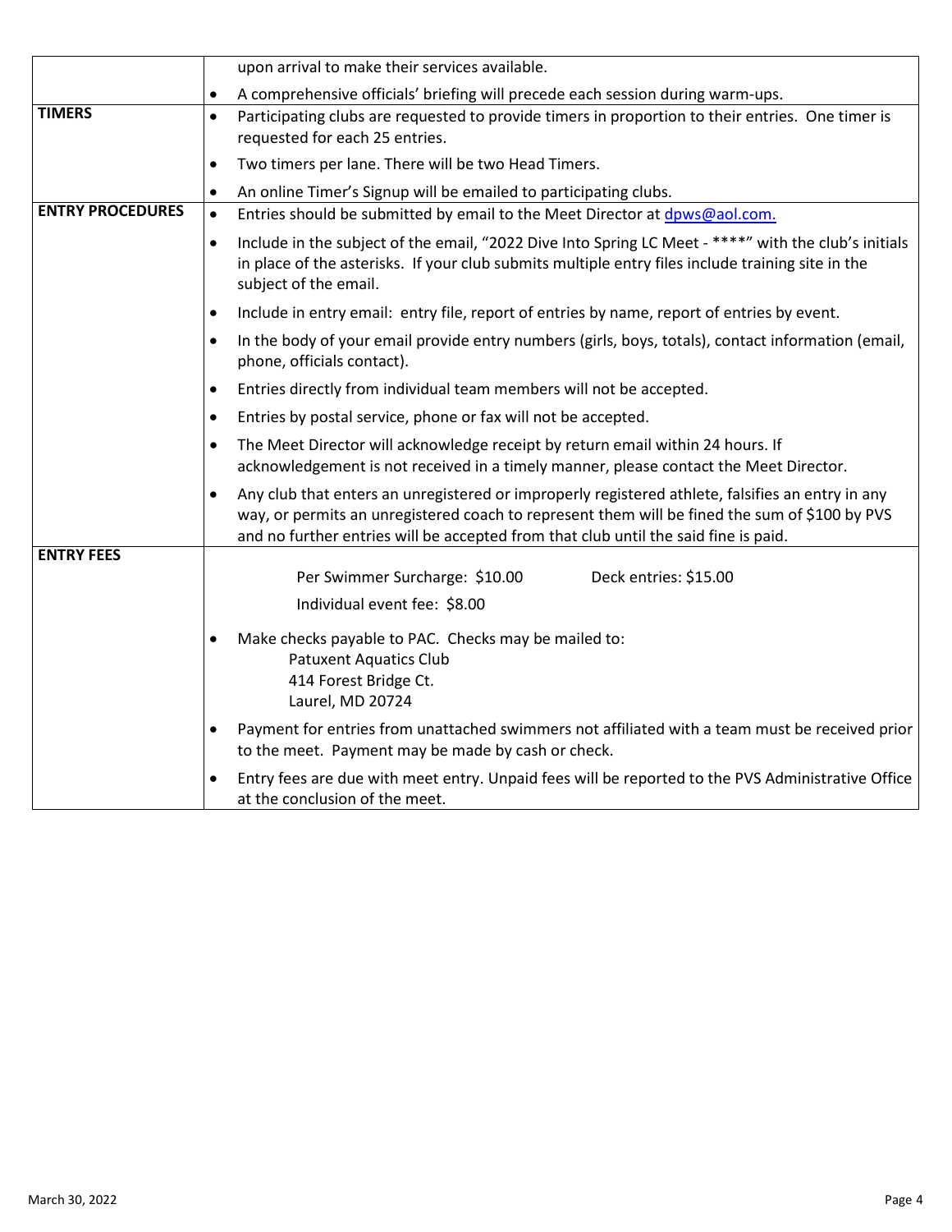| | |
|---|---|
| | upon arrival to make their services available.<br>• A comprehensive officials' briefing will precede each session during warm-ups. |
| **TIMERS** | • Participating clubs are requested to provide timers in proportion to their entries. One timer is requested for each 25 entries.<br>• Two timers per lane. There will be two Head Timers.<br>• An online Timer's Signup will be emailed to participating clubs. |
| **ENTRY PROCEDURES** | • Entries should be submitted by email to the Meet Director at dpws@aol.com.<br>• Include in the subject of the email, "2022 Dive Into Spring LC Meet - ****" with the club's initials in place of the asterisks. If your club submits multiple entry files include training site in the subject of the email.<br>• Include in entry email: entry file, report of entries by name, report of entries by event.<br>• In the body of your email provide entry numbers (girls, boys, totals), contact information (email, phone, officials contact).<br>• Entries directly from individual team members will not be accepted.<br>• Entries by postal service, phone or fax will not be accepted.<br>• The Meet Director will acknowledge receipt by return email within 24 hours. If acknowledgement is not received in a timely manner, please contact the Meet Director.<br>• Any club that enters an unregistered or improperly registered athlete, falsifies an entry in any way, or permits an unregistered coach to represent them will be fined the sum of $100 by PVS and no further entries will be accepted from that club until the said fine is paid. |
| **ENTRY FEES** | Per Swimmer Surcharge: $10.00 &nbsp;&nbsp;&nbsp; Deck entries: $15.00<br>Individual event fee: $8.00<br>• Make checks payable to PAC. Checks may be mailed to:<br>Patuxent Aquatics Club<br>414 Forest Bridge Ct.<br>Laurel, MD 20724<br>• Payment for entries from unattached swimmers not affiliated with a team must be received prior to the meet. Payment may be made by cash or check.<br>• Entry fees are due with meet entry. Unpaid fees will be reported to the PVS Administrative Office at the conclusion of the meet. |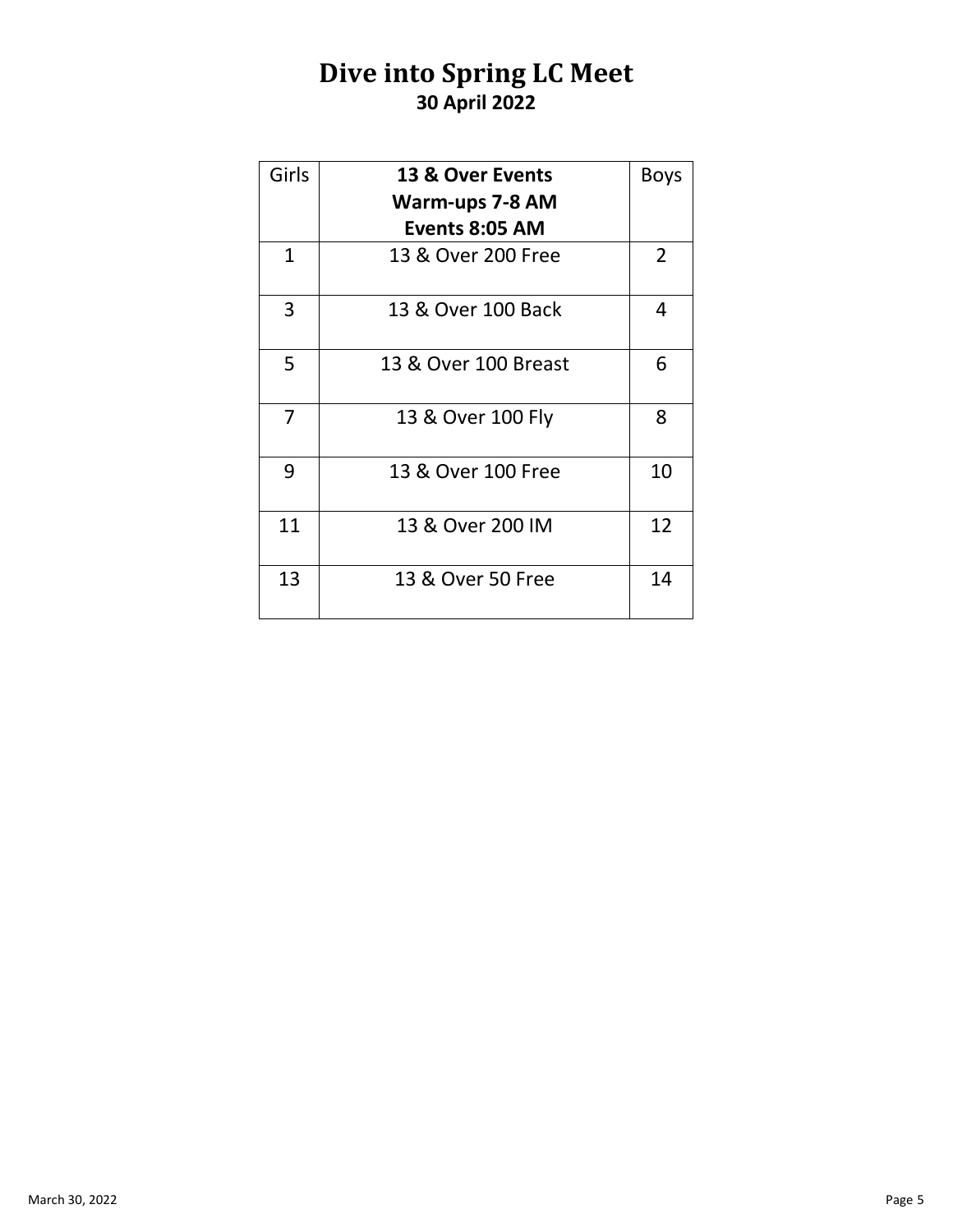# Dive into Spring LC Meet

**30 April 2022**

| Girls | **13 & Over Events**<br>**Warm-ups 7-8 AM**<br>**Events 8:05 AM** | Boys |
|---|---|---|
| 1 | 13 & Over 200 Free | 2 |
| 3 | 13 & Over 100 Back | 4 |
| 5 | 13 & Over 100 Breast | 6 |
| 7 | 13 & Over 100 Fly | 8 |
| 9 | 13 & Over 100 Free | 10 |
| 11 | 13 & Over 200 IM | 12 |
| 13 | 13 & Over 50 Free | 14 |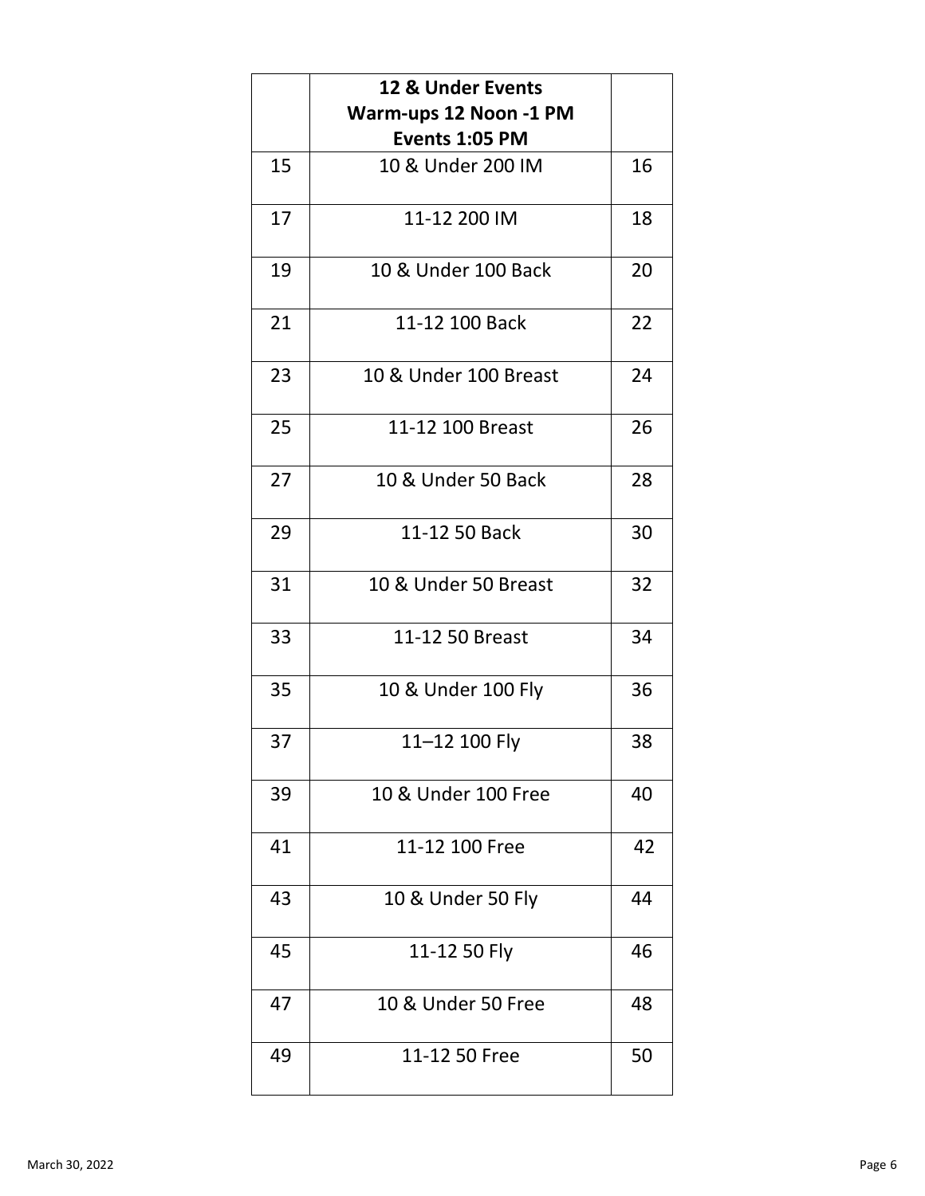| | 12 & Under Events<br>Warm-ups 12 Noon -1 PM<br>Events 1:05 PM | |
|---|---|---|
| 15 | 10 & Under 200 IM | 16 |
| 17 | 11-12 200 IM | 18 |
| 19 | 10 & Under 100 Back | 20 |
| 21 | 11-12 100 Back | 22 |
| 23 | 10 & Under 100 Breast | 24 |
| 25 | 11-12 100 Breast | 26 |
| 27 | 10 & Under 50 Back | 28 |
| 29 | 11-12 50 Back | 30 |
| 31 | 10 & Under 50 Breast | 32 |
| 33 | 11-12 50 Breast | 34 |
| 35 | 10 & Under 100 Fly | 36 |
| 37 | 11–12 100 Fly | 38 |
| 39 | 10 & Under 100 Free | 40 |
| 41 | 11-12 100 Free | 42 |
| 43 | 10 & Under 50 Fly | 44 |
| 45 | 11-12 50 Fly | 46 |
| 47 | 10 & Under 50 Free | 48 |
| 49 | 11-12 50 Free | 50 |

March 30, 2022